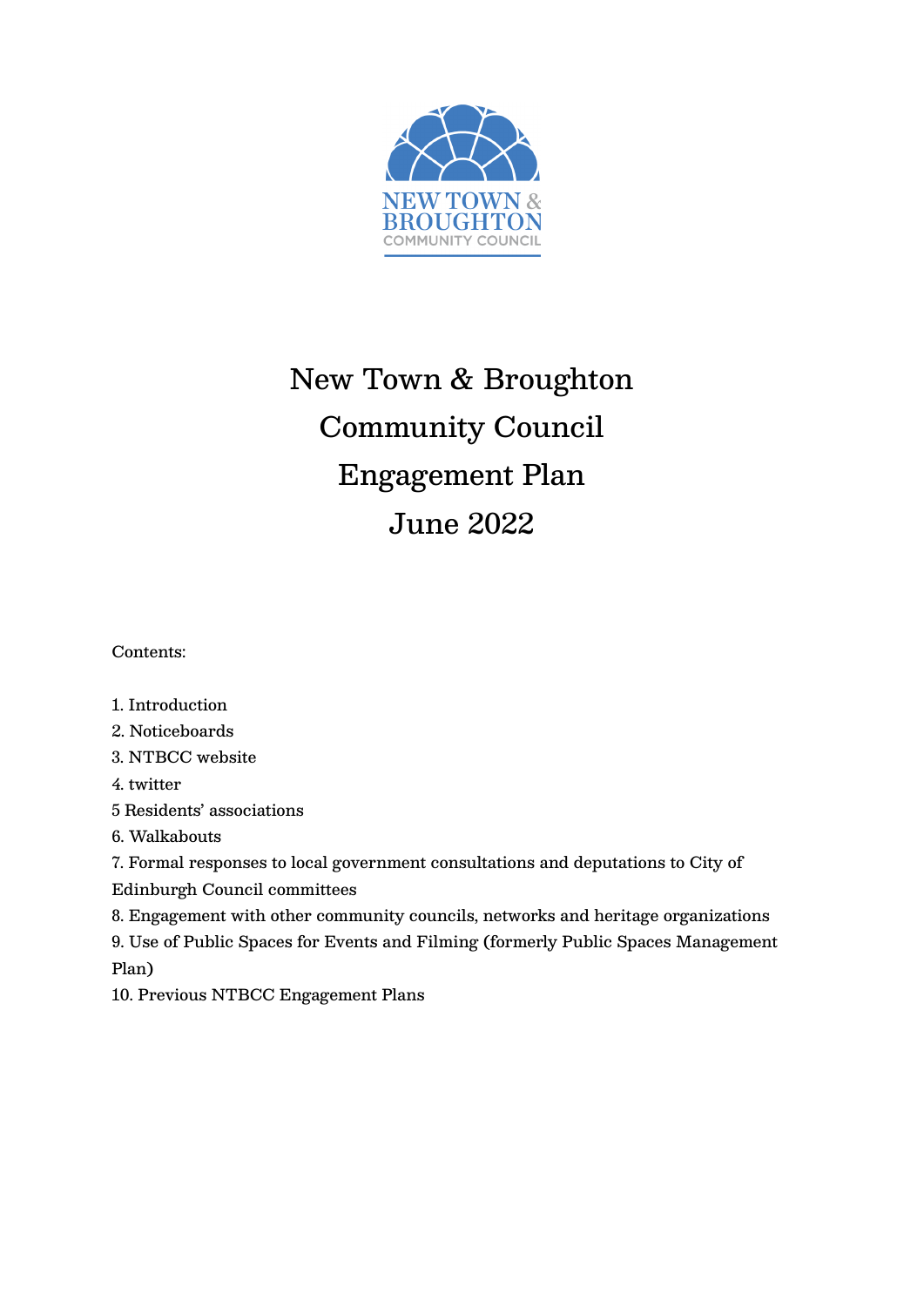NEW TOWN & BROUGHTON
COMMUNITY COUNCIL

# New Town & Broughton Community Council Engagement Plan June 2022

Contents:

1. Introduction
2. Noticeboards
3. NTBCC website
4. twitter
5 Residents' associations
6. Walkabouts
7. Formal responses to local government consultations and deputations to City of Edinburgh Council committees
8. Engagement with other community councils, networks and heritage organizations
9. Use of Public Spaces for Events and Filming (formerly Public Spaces Management Plan)
10. Previous NTBCC Engagement Plans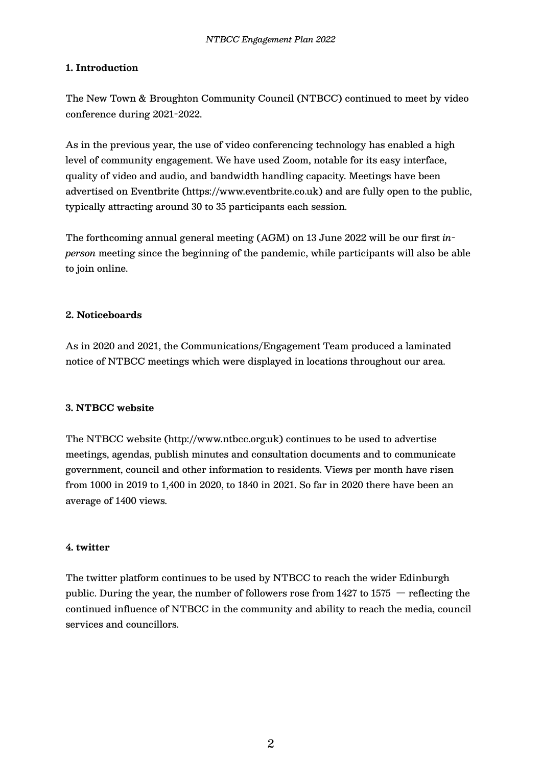## 1. Introduction

The New Town & Broughton Community Council (NTBCC) continued to meet by video conference during 2021-2022.

As in the previous year, the use of video conferencing technology has enabled a high level of community engagement. We have used Zoom, notable for its easy interface, quality of video and audio, and bandwidth handling capacity. Meetings have been advertised on Eventbrite (https://www.eventbrite.co.uk) and are fully open to the public, typically attracting around 30 to 35 participants each session.

The forthcoming annual general meeting (AGM) on 13 June 2022 will be our first *in-person* meeting since the beginning of the pandemic, while participants will also be able to join online.

## 2. Noticeboards

As in 2020 and 2021, the Communications/Engagement Team produced a laminated notice of NTBCC meetings which were displayed in locations throughout our area.

## 3. NTBCC website

The NTBCC website (http://www.ntbcc.org.uk) continues to be used to advertise meetings, agendas, publish minutes and consultation documents and to communicate government, council and other information to residents. Views per month have risen from 1000 in 2019 to 1,400 in 2020, to 1840 in 2021. So far in 2020 there have been an average of 1400 views.

## 4. twitter

The twitter platform continues to be used by NTBCC to reach the wider Edinburgh public. During the year, the number of followers rose from 1427 to 1575 — reflecting the continued influence of NTBCC in the community and ability to reach the media, council services and councillors.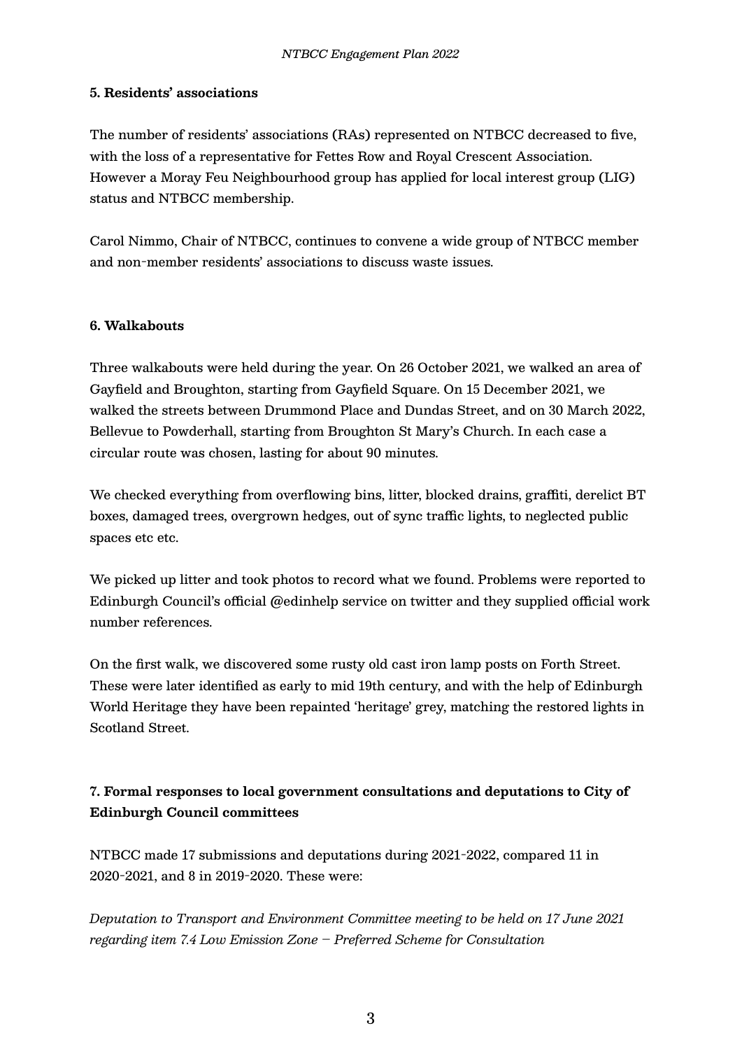**5. Residents' associations**

The number of residents' associations (RAs) represented on NTBCC decreased to five, with the loss of a representative for Fettes Row and Royal Crescent Association. However a Moray Feu Neighbourhood group has applied for local interest group (LIG) status and NTBCC membership.

Carol Nimmo, Chair of NTBCC, continues to convene a wide group of NTBCC member and non-member residents' associations to discuss waste issues.

**6. Walkabouts**

Three walkabouts were held during the year. On 26 October 2021, we walked an area of Gayfield and Broughton, starting from Gayfield Square. On 15 December 2021, we walked the streets between Drummond Place and Dundas Street, and on 30 March 2022, Bellevue to Powderhall, starting from Broughton St Mary's Church. In each case a circular route was chosen, lasting for about 90 minutes.

We checked everything from overflowing bins, litter, blocked drains, graffiti, derelict BT boxes, damaged trees, overgrown hedges, out of sync traffic lights, to neglected public spaces etc etc.

We picked up litter and took photos to record what we found. Problems were reported to Edinburgh Council's official @edinhelp service on twitter and they supplied official work number references.

On the first walk, we discovered some rusty old cast iron lamp posts on Forth Street. These were later identified as early to mid 19th century, and with the help of Edinburgh World Heritage they have been repainted 'heritage' grey, matching the restored lights in Scotland Street.

**7. Formal responses to local government consultations and deputations to City of Edinburgh Council committees**

NTBCC made 17 submissions and deputations during 2021-2022, compared 11 in 2020-2021, and 8 in 2019-2020. These were:

*Deputation to Transport and Environment Committee meeting to be held on 17 June 2021 regarding item 7.4 Low Emission Zone – Preferred Scheme for Consultation*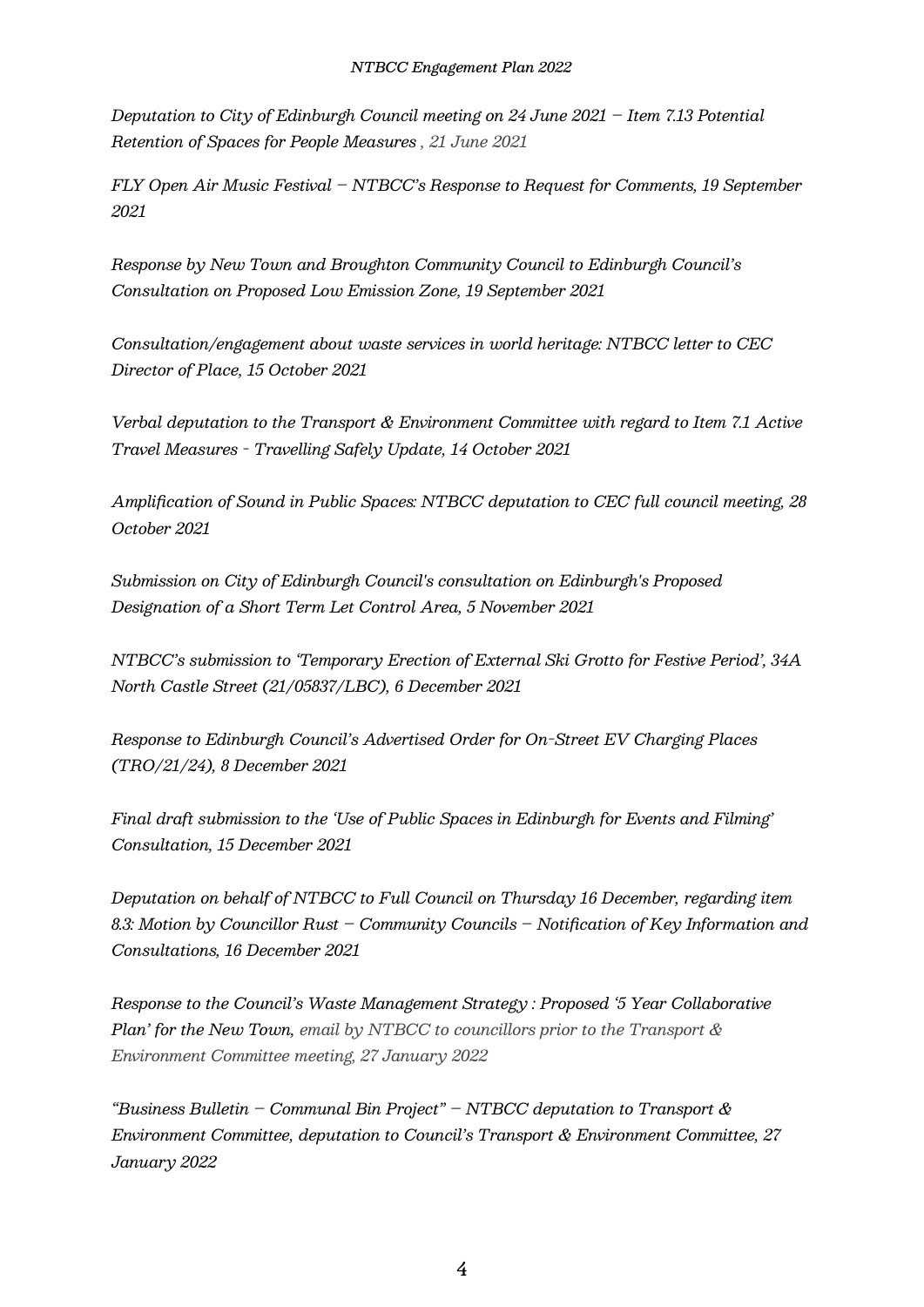*Deputation to City of Edinburgh Council meeting on 24 June 2021 – Item 7.13 Potential Retention of Spaces for People Measures , 21 June 2021*

*FLY Open Air Music Festival – NTBCC's Response to Request for Comments, 19 September 2021*

*Response by New Town and Broughton Community Council to Edinburgh Council's Consultation on Proposed Low Emission Zone, 19 September 2021*

*Consultation/engagement about waste services in world heritage: NTBCC letter to CEC Director of Place, 15 October 2021*

*Verbal deputation to the Transport & Environment Committee with regard to Item 7.1 Active Travel Measures - Travelling Safely Update, 14 October 2021*

*Amplification of Sound in Public Spaces: NTBCC deputation to CEC full council meeting, 28 October 2021*

*Submission on City of Edinburgh Council's consultation on Edinburgh's Proposed Designation of a Short Term Let Control Area, 5 November 2021*

*NTBCC's submission to 'Temporary Erection of External Ski Grotto for Festive Period', 34A North Castle Street (21/05837/LBC), 6 December 2021*

*Response to Edinburgh Council's Advertised Order for On-Street EV Charging Places (TRO/21/24), 8 December 2021*

*Final draft submission to the 'Use of Public Spaces in Edinburgh for Events and Filming' Consultation, 15 December 2021*

*Deputation on behalf of NTBCC to Full Council on Thursday 16 December, regarding item 8.3: Motion by Councillor Rust – Community Councils – Notification of Key Information and Consultations, 16 December 2021*

*Response to the Council's Waste Management Strategy : Proposed '5 Year Collaborative Plan' for the New Town, email by NTBCC to councillors prior to the Transport & Environment Committee meeting, 27 January 2022*

*"Business Bulletin – Communal Bin Project" – NTBCC deputation to Transport & Environment Committee, deputation to Council's Transport & Environment Committee, 27 January 2022*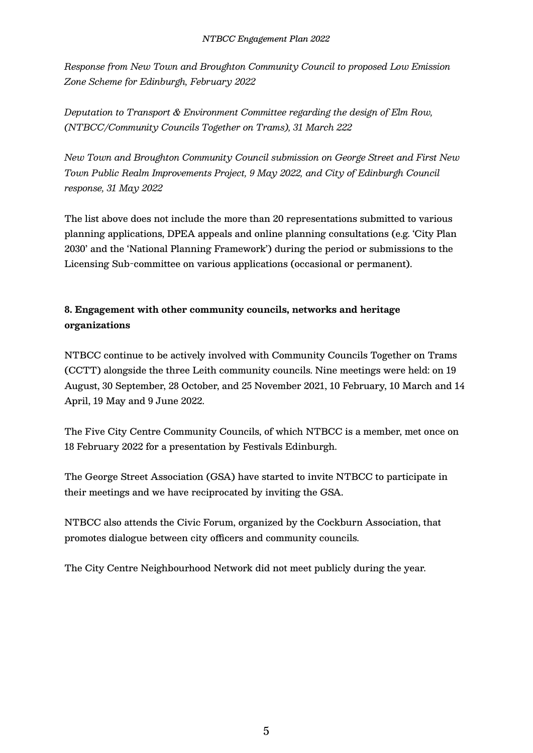*Response from New Town and Broughton Community Council to proposed Low Emission Zone Scheme for Edinburgh, February 2022*

*Deputation to Transport & Environment Committee regarding the design of Elm Row, (NTBCC/Community Councils Together on Trams), 31 March 222*

*New Town and Broughton Community Council submission on George Street and First New Town Public Realm Improvements Project, 9 May 2022, and City of Edinburgh Council response, 31 May 2022*

The list above does not include the more than 20 representations submitted to various planning applications, DPEA appeals and online planning consultations (e.g. 'City Plan 2030' and the 'National Planning Framework') during the period or submissions to the Licensing Sub-committee on various applications (occasional or permanent).

**8. Engagement with other community councils, networks and heritage organizations**

NTBCC continue to be actively involved with Community Councils Together on Trams (CCTT) alongside the three Leith community councils. Nine meetings were held: on 19 August, 30 September, 28 October, and 25 November 2021, 10 February, 10 March and 14 April, 19 May and 9 June 2022.

The Five City Centre Community Councils, of which NTBCC is a member, met once on 18 February 2022 for a presentation by Festivals Edinburgh.

The George Street Association (GSA) have started to invite NTBCC to participate in their meetings and we have reciprocated by inviting the GSA.

NTBCC also attends the Civic Forum, organized by the Cockburn Association, that promotes dialogue between city officers and community councils.

The City Centre Neighbourhood Network did not meet publicly during the year.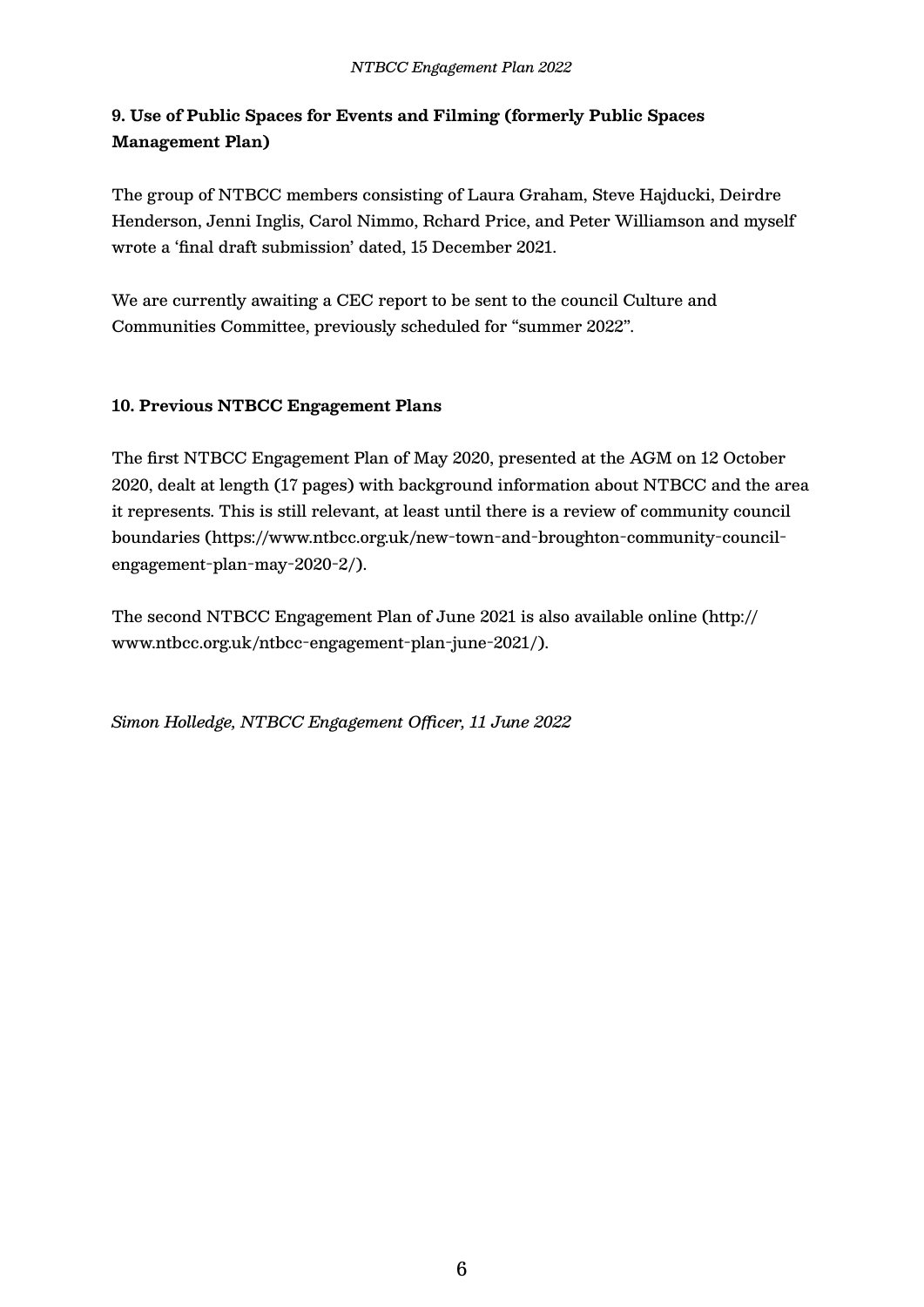## 9. Use of Public Spaces for Events and Filming (formerly Public Spaces Management Plan)

The group of NTBCC members consisting of Laura Graham, Steve Hajducki, Deirdre Henderson, Jenni Inglis, Carol Nimmo, Rchard Price, and Peter Williamson and myself wrote a 'final draft submission' dated, 15 December 2021.

We are currently awaiting a CEC report to be sent to the council Culture and Communities Committee, previously scheduled for "summer 2022".

## 10. Previous NTBCC Engagement Plans

The first NTBCC Engagement Plan of May 2020, presented at the AGM on 12 October 2020, dealt at length (17 pages) with background information about NTBCC and the area it represents. This is still relevant, at least until there is a review of community council boundaries (https://www.ntbcc.org.uk/new-town-and-broughton-community-council-engagement-plan-may-2020-2/).

The second NTBCC Engagement Plan of June 2021 is also available online (http://www.ntbcc.org.uk/ntbcc-engagement-plan-june-2021/).

*Simon Holledge, NTBCC Engagement Officer, 11 June 2022*